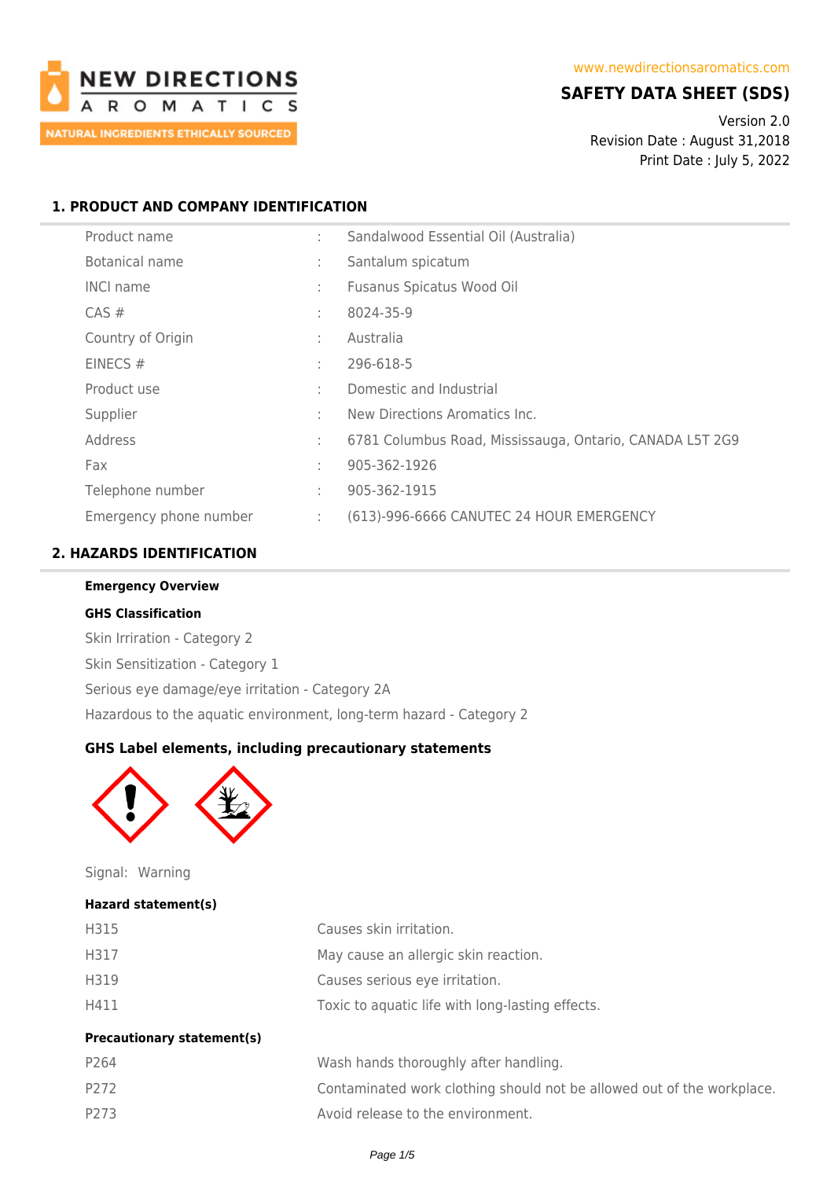NEW DIRECTIONS AROMATICS
NATURAL INGREDIENTS ETHICALLY SOURCED

www.newdirectionsaromatics.com

# SAFETY DATA SHEET (SDS)

Version 2.0
Revision Date : August 31,2018
Print Date : July 5, 2022

## 1. PRODUCT AND COMPANY IDENTIFICATION

| | | |
|---|---|---|
| Product name | : | Sandalwood Essential Oil (Australia) |
| Botanical name | : | Santalum spicatum |
| INCI name | : | Fusanus Spicatus Wood Oil |
| CAS # | : | 8024-35-9 |
| Country of Origin | : | Australia |
| EINECS # | : | 296-618-5 |
| Product use | : | Domestic and Industrial |
| Supplier | : | New Directions Aromatics Inc. |
| Address | : | 6781 Columbus Road, Mississauga, Ontario, CANADA L5T 2G9 |
| Fax | : | 905-362-1926 |
| Telephone number | : | 905-362-1915 |
| Emergency phone number | : | (613)-996-6666 CANUTEC 24 HOUR EMERGENCY |

## 2. HAZARDS IDENTIFICATION

**Emergency Overview**

**GHS Classification**

Skin Irriation - Category 2

Skin Sensitization - Category 1

Serious eye damage/eye irritation - Category 2A

Hazardous to the aquatic environment, long-term hazard - Category 2

**GHS Label elements, including precautionary statements**

Signal: Warning

**Hazard statement(s)**

| | |
|---|---|
| H315 | Causes skin irritation. |
| H317 | May cause an allergic skin reaction. |
| H319 | Causes serious eye irritation. |
| H411 | Toxic to aquatic life with long-lasting effects. |

**Precautionary statement(s)**

| | |
|---|---|
| P264 | Wash hands thoroughly after handling. |
| P272 | Contaminated work clothing should not be allowed out of the workplace. |
| P273 | Avoid release to the environment. |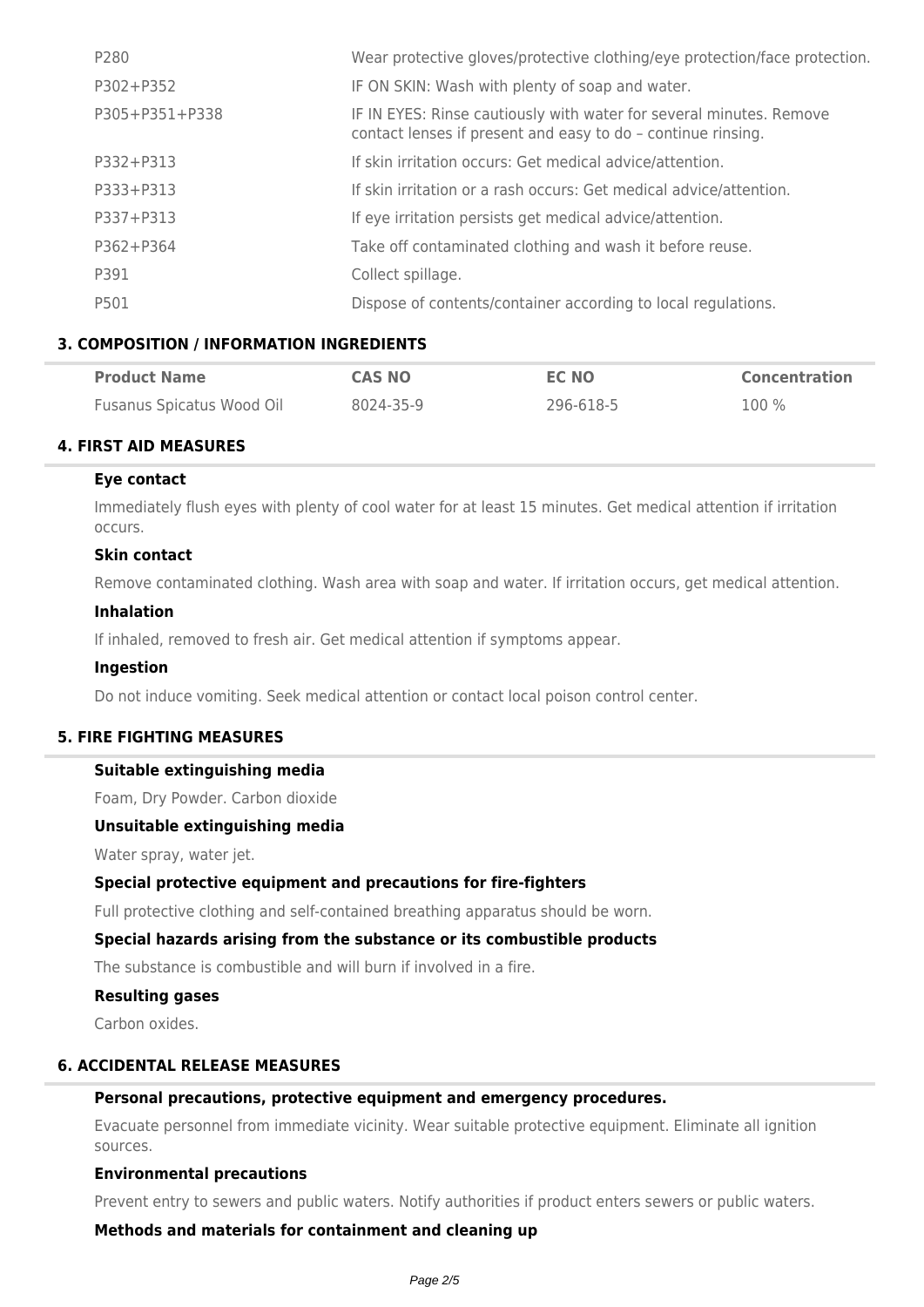| | |
|---|---|
| P280 | Wear protective gloves/protective clothing/eye protection/face protection. |
| P302+P352 | IF ON SKIN: Wash with plenty of soap and water. |
| P305+P351+P338 | IF IN EYES: Rinse cautiously with water for several minutes. Remove contact lenses if present and easy to do – continue rinsing. |
| P332+P313 | If skin irritation occurs: Get medical advice/attention. |
| P333+P313 | If skin irritation or a rash occurs: Get medical advice/attention. |
| P337+P313 | If eye irritation persists get medical advice/attention. |
| P362+P364 | Take off contaminated clothing and wash it before reuse. |
| P391 | Collect spillage. |
| P501 | Dispose of contents/container according to local regulations. |

## 3. COMPOSITION / INFORMATION INGREDIENTS

| Product Name | CAS NO | EC NO | Concentration |
|---|---|---|---|
| Fusanus Spicatus Wood Oil | 8024-35-9 | 296-618-5 | 100 % |

## 4. FIRST AID MEASURES

### Eye contact

Immediately flush eyes with plenty of cool water for at least 15 minutes. Get medical attention if irritation occurs.

### Skin contact

Remove contaminated clothing. Wash area with soap and water. If irritation occurs, get medical attention.

### Inhalation

If inhaled, removed to fresh air. Get medical attention if symptoms appear.

### Ingestion

Do not induce vomiting. Seek medical attention or contact local poison control center.

## 5. FIRE FIGHTING MEASURES

### Suitable extinguishing media

Foam, Dry Powder. Carbon dioxide

### Unsuitable extinguishing media

Water spray, water jet.

### Special protective equipment and precautions for fire-fighters

Full protective clothing and self-contained breathing apparatus should be worn.

### Special hazards arising from the substance or its combustible products

The substance is combustible and will burn if involved in a fire.

### Resulting gases

Carbon oxides.

## 6. ACCIDENTAL RELEASE MEASURES

### Personal precautions, protective equipment and emergency procedures.

Evacuate personnel from immediate vicinity. Wear suitable protective equipment. Eliminate all ignition sources.

### Environmental precautions

Prevent entry to sewers and public waters. Notify authorities if product enters sewers or public waters.

### Methods and materials for containment and cleaning up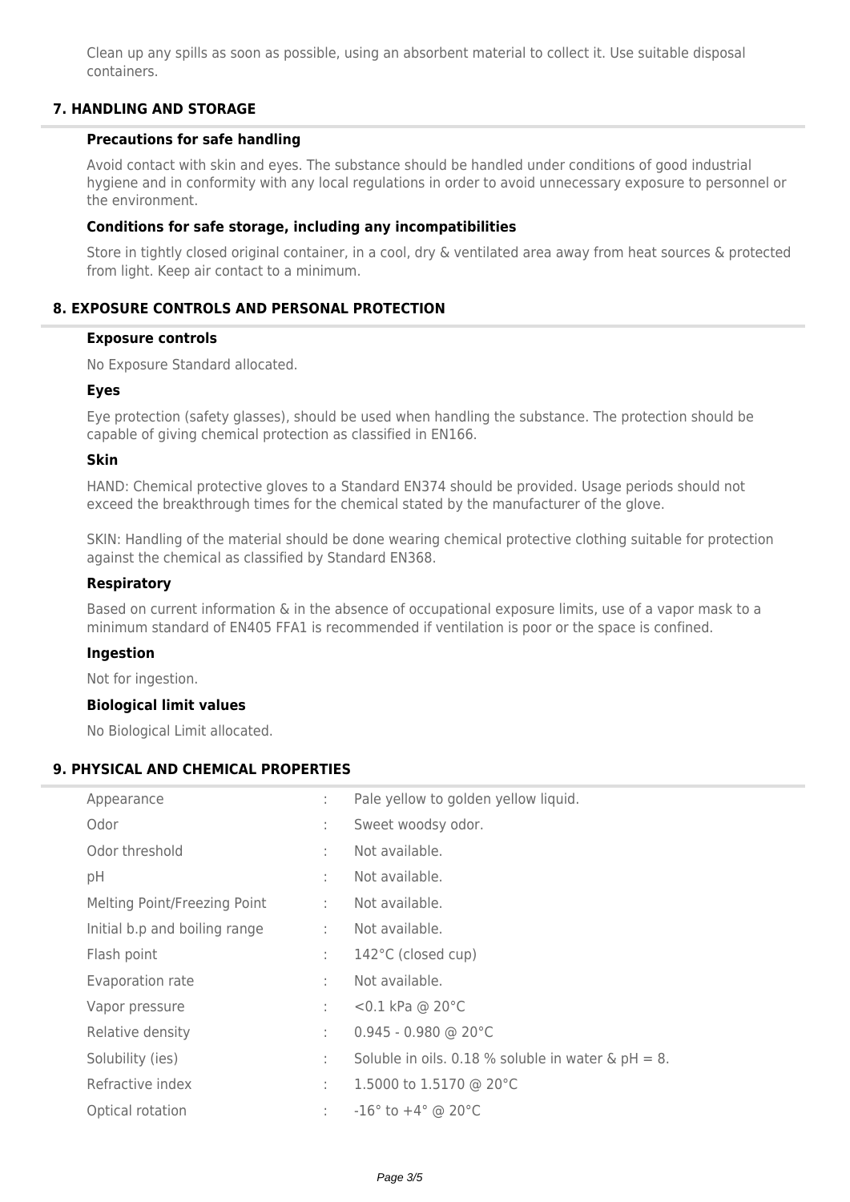Clean up any spills as soon as possible, using an absorbent material to collect it. Use suitable disposal containers.

## 7. HANDLING AND STORAGE

### Precautions for safe handling

Avoid contact with skin and eyes. The substance should be handled under conditions of good industrial hygiene and in conformity with any local regulations in order to avoid unnecessary exposure to personnel or the environment.

### Conditions for safe storage, including any incompatibilities

Store in tightly closed original container, in a cool, dry & ventilated area away from heat sources & protected from light. Keep air contact to a minimum.

## 8. EXPOSURE CONTROLS AND PERSONAL PROTECTION

### Exposure controls

No Exposure Standard allocated.

### Eyes

Eye protection (safety glasses), should be used when handling the substance. The protection should be capable of giving chemical protection as classified in EN166.

### Skin

HAND: Chemical protective gloves to a Standard EN374 should be provided. Usage periods should not exceed the breakthrough times for the chemical stated by the manufacturer of the glove.

SKIN: Handling of the material should be done wearing chemical protective clothing suitable for protection against the chemical as classified by Standard EN368.

### Respiratory

Based on current information & in the absence of occupational exposure limits, use of a vapor mask to a minimum standard of EN405 FFA1 is recommended if ventilation is poor or the space is confined.

### Ingestion

Not for ingestion.

### Biological limit values

No Biological Limit allocated.

## 9. PHYSICAL AND CHEMICAL PROPERTIES

| Property | | Value |
|---|---|---|
| Appearance | : | Pale yellow to golden yellow liquid. |
| Odor | : | Sweet woodsy odor. |
| Odor threshold | : | Not available. |
| pH | : | Not available. |
| Melting Point/Freezing Point | : | Not available. |
| Initial b.p and boiling range | : | Not available. |
| Flash point | : | 142°C (closed cup) |
| Evaporation rate | : | Not available. |
| Vapor pressure | : | <0.1 kPa @ 20°C |
| Relative density | : | 0.945 - 0.980 @ 20°C |
| Solubility (ies) | : | Soluble in oils. 0.18 % soluble in water & pH = 8. |
| Refractive index | : | 1.5000 to 1.5170 @ 20°C |
| Optical rotation | : | -16° to +4° @ 20°C |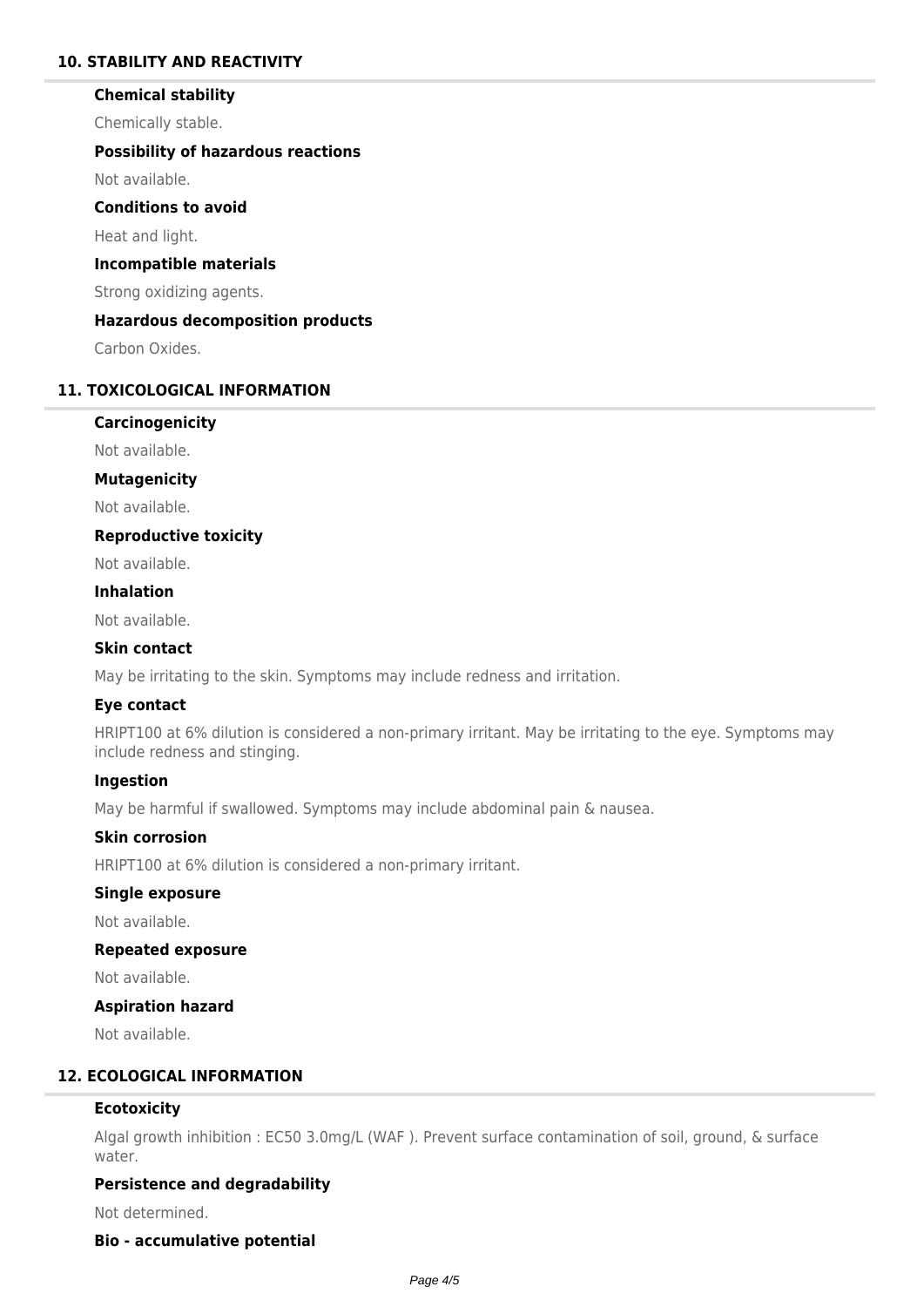## 10. STABILITY AND REACTIVITY

### Chemical stability

Chemically stable.

### Possibility of hazardous reactions

Not available.

### Conditions to avoid

Heat and light.

### Incompatible materials

Strong oxidizing agents.

### Hazardous decomposition products

Carbon Oxides.

## 11. TOXICOLOGICAL INFORMATION

### Carcinogenicity

Not available.

### Mutagenicity

Not available.

### Reproductive toxicity

Not available.

### Inhalation

Not available.

### Skin contact

May be irritating to the skin. Symptoms may include redness and irritation.

### Eye contact

HRIPT100 at 6% dilution is considered a non-primary irritant. May be irritating to the eye. Symptoms may include redness and stinging.

### Ingestion

May be harmful if swallowed. Symptoms may include abdominal pain & nausea.

### Skin corrosion

HRIPT100 at 6% dilution is considered a non-primary irritant.

### Single exposure

Not available.

### Repeated exposure

Not available.

### Aspiration hazard

Not available.

## 12. ECOLOGICAL INFORMATION

### Ecotoxicity

Algal growth inhibition : EC50 3.0mg/L (WAF ). Prevent surface contamination of soil, ground, & surface water.

### Persistence and degradability

Not determined.

### Bio - accumulative potential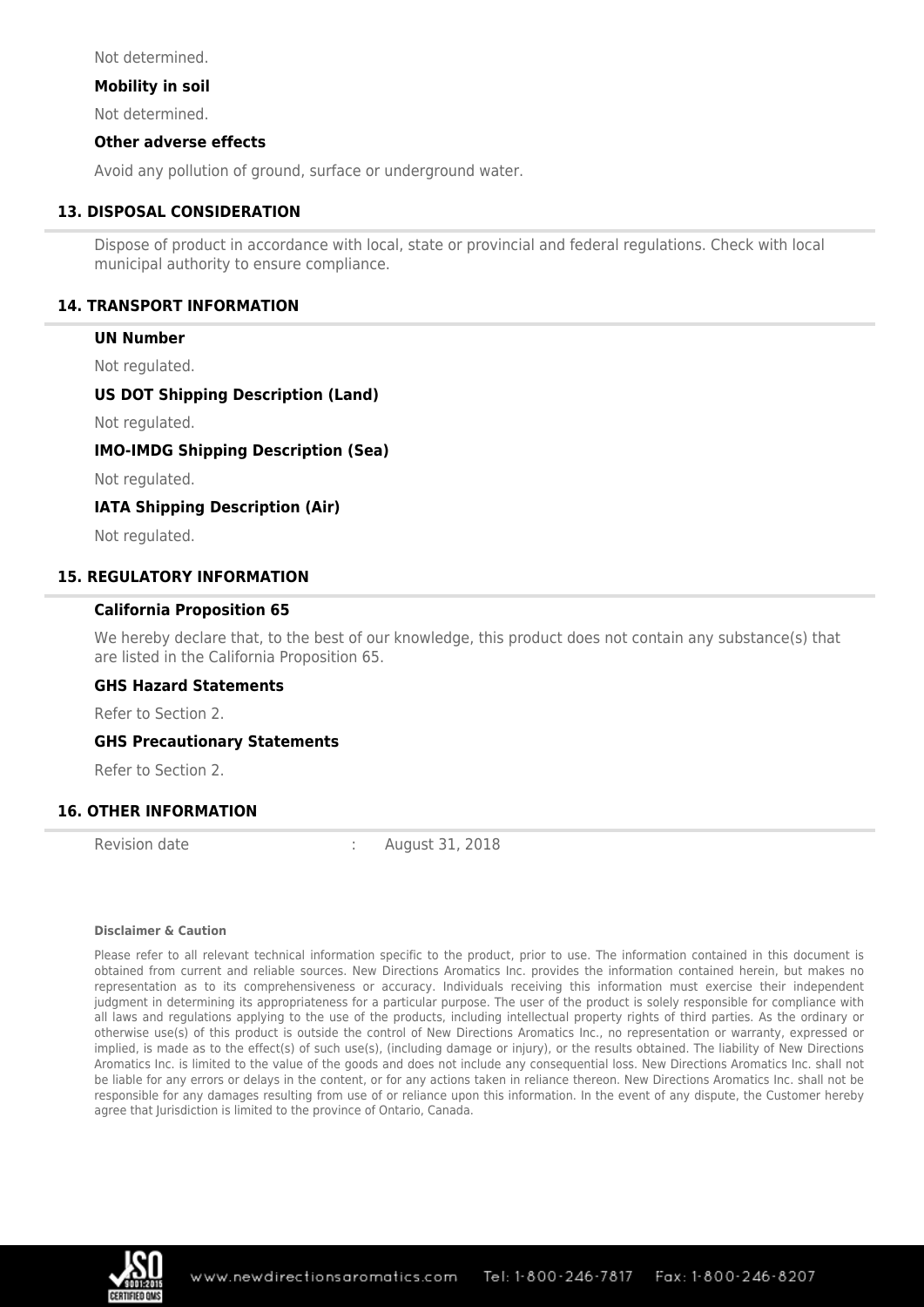Not determined.

**Mobility in soil**

Not determined.

**Other adverse effects**

Avoid any pollution of ground, surface or underground water.

## 13. DISPOSAL CONSIDERATION

Dispose of product in accordance with local, state or provincial and federal regulations. Check with local municipal authority to ensure compliance.

## 14. TRANSPORT INFORMATION

**UN Number**

Not regulated.

**US DOT Shipping Description (Land)**

Not regulated.

**IMO-IMDG Shipping Description (Sea)**

Not regulated.

**IATA Shipping Description (Air)**

Not regulated.

## 15. REGULATORY INFORMATION

**California Proposition 65**

We hereby declare that, to the best of our knowledge, this product does not contain any substance(s) that are listed in the California Proposition 65.

**GHS Hazard Statements**

Refer to Section 2.

**GHS Precautionary Statements**

Refer to Section 2.

## 16. OTHER INFORMATION

Revision date : August 31, 2018

**Disclaimer & Caution**

Please refer to all relevant technical information specific to the product, prior to use. The information contained in this document is obtained from current and reliable sources. New Directions Aromatics Inc. provides the information contained herein, but makes no representation as to its comprehensiveness or accuracy. Individuals receiving this information must exercise their independent judgment in determining its appropriateness for a particular purpose. The user of the product is solely responsible for compliance with all laws and regulations applying to the use of the products, including intellectual property rights of third parties. As the ordinary or otherwise use(s) of this product is outside the control of New Directions Aromatics Inc., no representation or warranty, expressed or implied, is made as to the effect(s) of such use(s), (including damage or injury), or the results obtained. The liability of New Directions Aromatics Inc. is limited to the value of the goods and does not include any consequential loss. New Directions Aromatics Inc. shall not be liable for any errors or delays in the content, or for any actions taken in reliance thereon. New Directions Aromatics Inc. shall not be responsible for any damages resulting from use of or reliance upon this information. In the event of any dispute, the Customer hereby agree that Jurisdiction is limited to the province of Ontario, Canada.